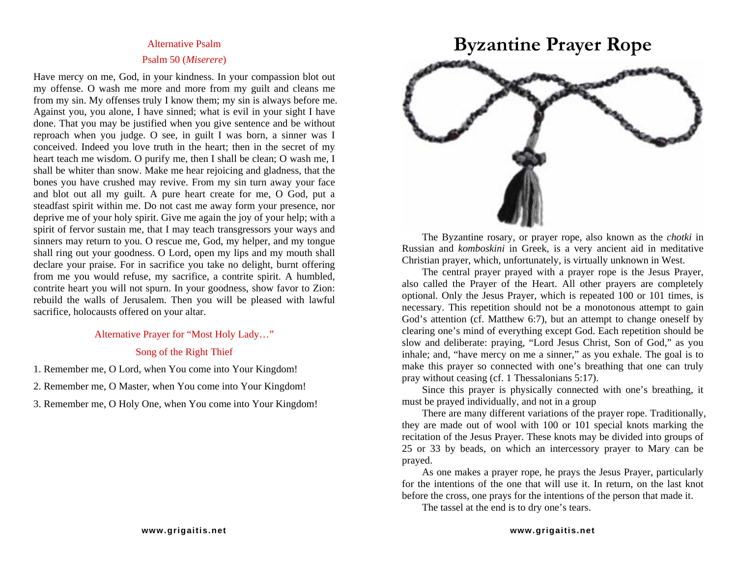Alternative Psalm

Psalm 50 (*Miserere*)

Have mercy on me, God, in your kindness. In your compassion blot out my offense. O wash me more and more from my guilt and cleans me from my sin. My offenses truly I know them; my sin is always before me. Against you, you alone, I have sinned; what is evil in your sight I have done. That you may be justified when you give sentence and be without reproach when you judge. O see, in guilt I was born, a sinner was I conceived. Indeed you love truth in the heart; then in the secret of my heart teach me wisdom. O purify me, then I shall be clean; O wash me, I shall be whiter than snow. Make me hear rejoicing and gladness, that the bones you have crushed may revive. From my sin turn away your face and blot out all my guilt. A pure heart create for me, O God, put a steadfast spirit within me. Do not cast me away form your presence, nor deprive me of your holy spirit. Give me again the joy of your help; with a spirit of fervor sustain me, that I may teach transgressors your ways and sinners may return to you. O rescue me, God, my helper, and my tongue shall ring out your goodness. O Lord, open my lips and my mouth shall declare your praise. For in sacrifice you take no delight, burnt offering from me you would refuse, my sacrifice, a contrite spirit. A humbled, contrite heart you will not spurn. In your goodness, show favor to Zion: rebuild the walls of Jerusalem. Then you will be pleased with lawful sacrifice, holocausts offered on your altar.

Alternative Prayer for "Most Holy Lady…"

Song of the Right Thief

1. Remember me, O Lord, when You come into Your Kingdom!
2. Remember me, O Master, when You come into Your Kingdom!
3. Remember me, O Holy One, when You come into Your Kingdom!

# Byzantine Prayer Rope

The Byzantine rosary, or prayer rope, also known as the *chotki* in Russian and *komboskini* in Greek, is a very ancient aid in meditative Christian prayer, which, unfortunately, is virtually unknown in West.

The central prayer prayed with a prayer rope is the Jesus Prayer, also called the Prayer of the Heart. All other prayers are completely optional. Only the Jesus Prayer, which is repeated 100 or 101 times, is necessary. This repetition should not be a monotonous attempt to gain God's attention (cf. Matthew 6:7), but an attempt to change oneself by clearing one's mind of everything except God. Each repetition should be slow and deliberate: praying, "Lord Jesus Christ, Son of God," as you inhale; and, "have mercy on me a sinner," as you exhale. The goal is to make this prayer so connected with one's breathing that one can truly pray without ceasing (cf. 1 Thessalonians 5:17).

Since this prayer is physically connected with one's breathing, it must be prayed individually, and not in a group

There are many different variations of the prayer rope. Traditionally, they are made out of wool with 100 or 101 special knots marking the recitation of the Jesus Prayer. These knots may be divided into groups of 25 or 33 by beads, on which an intercessory prayer to Mary can be prayed.

As one makes a prayer rope, he prays the Jesus Prayer, particularly for the intentions of the one that will use it. In return, on the last knot before the cross, one prays for the intentions of the person that made it.

The tassel at the end is to dry one's tears.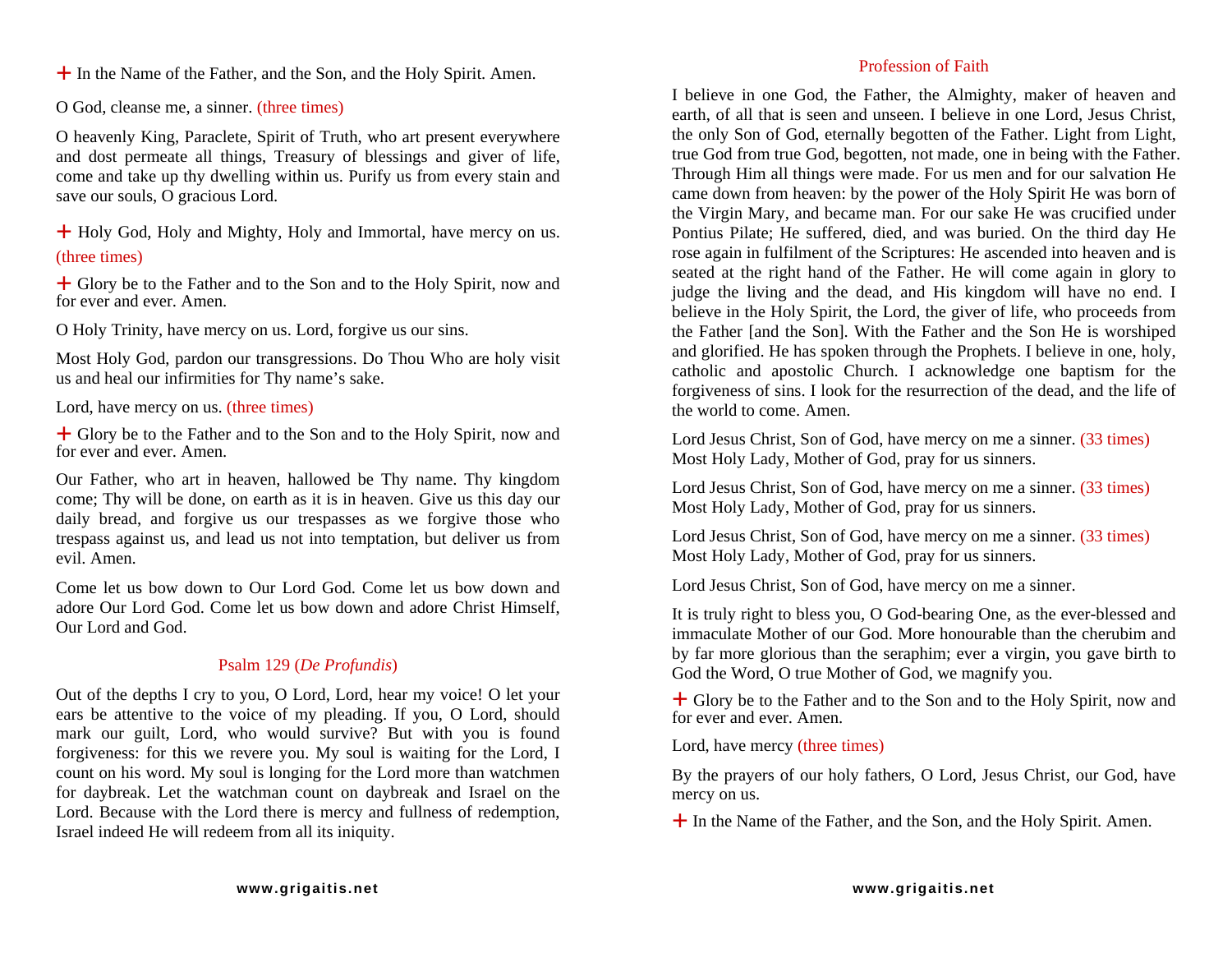✝ In the Name of the Father, and the Son, and the Holy Spirit. Amen.

O God, cleanse me, a sinner. (three times)

O heavenly King, Paraclete, Spirit of Truth, who art present everywhere and dost permeate all things, Treasury of blessings and giver of life, come and take up thy dwelling within us. Purify us from every stain and save our souls, O gracious Lord.

✝ Holy God, Holy and Mighty, Holy and Immortal, have mercy on us. (three times)

✝ Glory be to the Father and to the Son and to the Holy Spirit, now and for ever and ever. Amen.

O Holy Trinity, have mercy on us. Lord, forgive us our sins.

Most Holy God, pardon our transgressions. Do Thou Who are holy visit us and heal our infirmities for Thy name's sake.

Lord, have mercy on us. (three times)

✝ Glory be to the Father and to the Son and to the Holy Spirit, now and for ever and ever. Amen.

Our Father, who art in heaven, hallowed be Thy name. Thy kingdom come; Thy will be done, on earth as it is in heaven. Give us this day our daily bread, and forgive us our trespasses as we forgive those who trespass against us, and lead us not into temptation, but deliver us from evil. Amen.

Come let us bow down to Our Lord God. Come let us bow down and adore Our Lord God. Come let us bow down and adore Christ Himself, Our Lord and God.

## Psalm 129 (*De Profundis*)

Out of the depths I cry to you, O Lord, Lord, hear my voice! O let your ears be attentive to the voice of my pleading. If you, O Lord, should mark our guilt, Lord, who would survive? But with you is found forgiveness: for this we revere you. My soul is waiting for the Lord, I count on his word. My soul is longing for the Lord more than watchmen for daybreak. Let the watchman count on daybreak and Israel on the Lord. Because with the Lord there is mercy and fullness of redemption, Israel indeed He will redeem from all its iniquity.

## Profession of Faith

I believe in one God, the Father, the Almighty, maker of heaven and earth, of all that is seen and unseen. I believe in one Lord, Jesus Christ, the only Son of God, eternally begotten of the Father. Light from Light, true God from true God, begotten, not made, one in being with the Father. Through Him all things were made. For us men and for our salvation He came down from heaven: by the power of the Holy Spirit He was born of the Virgin Mary, and became man. For our sake He was crucified under Pontius Pilate; He suffered, died, and was buried. On the third day He rose again in fulfilment of the Scriptures: He ascended into heaven and is seated at the right hand of the Father. He will come again in glory to judge the living and the dead, and His kingdom will have no end. I believe in the Holy Spirit, the Lord, the giver of life, who proceeds from the Father [and the Son]. With the Father and the Son He is worshiped and glorified. He has spoken through the Prophets. I believe in one, holy, catholic and apostolic Church. I acknowledge one baptism for the forgiveness of sins. I look for the resurrection of the dead, and the life of the world to come. Amen.

Lord Jesus Christ, Son of God, have mercy on me a sinner. (33 times)
Most Holy Lady, Mother of God, pray for us sinners.

Lord Jesus Christ, Son of God, have mercy on me a sinner. (33 times)
Most Holy Lady, Mother of God, pray for us sinners.

Lord Jesus Christ, Son of God, have mercy on me a sinner. (33 times)
Most Holy Lady, Mother of God, pray for us sinners.

Lord Jesus Christ, Son of God, have mercy on me a sinner.

It is truly right to bless you, O God-bearing One, as the ever-blessed and immaculate Mother of our God. More honourable than the cherubim and by far more glorious than the seraphim; ever a virgin, you gave birth to God the Word, O true Mother of God, we magnify you.

✝ Glory be to the Father and to the Son and to the Holy Spirit, now and for ever and ever. Amen.

Lord, have mercy (three times)

By the prayers of our holy fathers, O Lord, Jesus Christ, our God, have mercy on us.

✝ In the Name of the Father, and the Son, and the Holy Spirit. Amen.